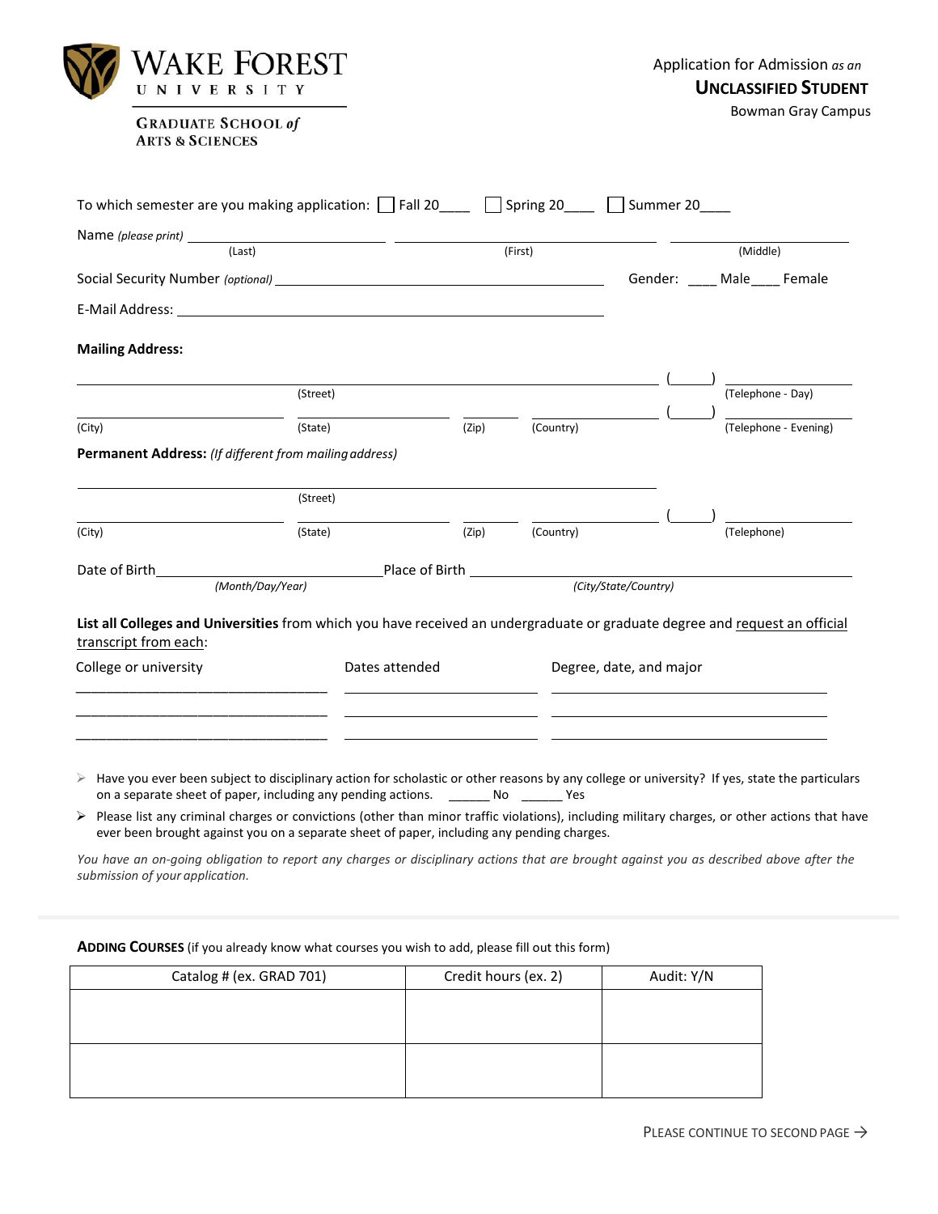**WAKE FOREST UNIVERSITY**

**GRADUATE SCHOOL *of* ARTS & SCIENCES**

Application for Admission *as an*

## UNCLASSIFIED STUDENT

Bowman Gray Campus

To which semester are you making application: ☐ Fall 20____ ☐ Spring 20____ ☐ Summer 20____

Name *(please print)* ______________________ ______________________ ______________________
(Last) (First) (Middle)

Social Security Number *(optional)* ______________________ Gender: ____ Male____ Female

E-Mail Address: ______________________

**Mailing Address:**

______________________ (_____) ______________________
(Street) (Telephone - Day)

______________ ______________ ________ ______________ (_____) ______________________
(City) (State) (Zip) (Country) (Telephone - Evening)

**Permanent Address:** *(If different from mailing address)*

______________________
(Street)

______________ ______________ ________ ______________ (_____) ______________________
(City) (State) (Zip) (Country) (Telephone)

Date of Birth______________________ Place of Birth ______________________
*(Month/Day/Year)* *(City/State/Country)*

**List all Colleges and Universities** from which you have received an undergraduate or graduate degree and request an official transcript from each:

| College or university | Dates attended | Degree, date, and major |
|---|---|---|
| | | |
| | | |
| | | |

- Have you ever been subject to disciplinary action for scholastic or other reasons by any college or university? If yes, state the particulars on a separate sheet of paper, including any pending actions. ______ No ______ Yes
- Please list any criminal charges or convictions (other than minor traffic violations), including military charges, or other actions that have ever been brought against you on a separate sheet of paper, including any pending charges.

*You have an on-going obligation to report any charges or disciplinary actions that are brought against you as described above after the submission of your application.*

**ADDING COURSES** (if you already know what courses you wish to add, please fill out this form)

| Catalog # (ex. GRAD 701) | Credit hours (ex. 2) | Audit: Y/N |
|---|---|---|
| | | |
| | | |

PLEASE CONTINUE TO SECOND PAGE →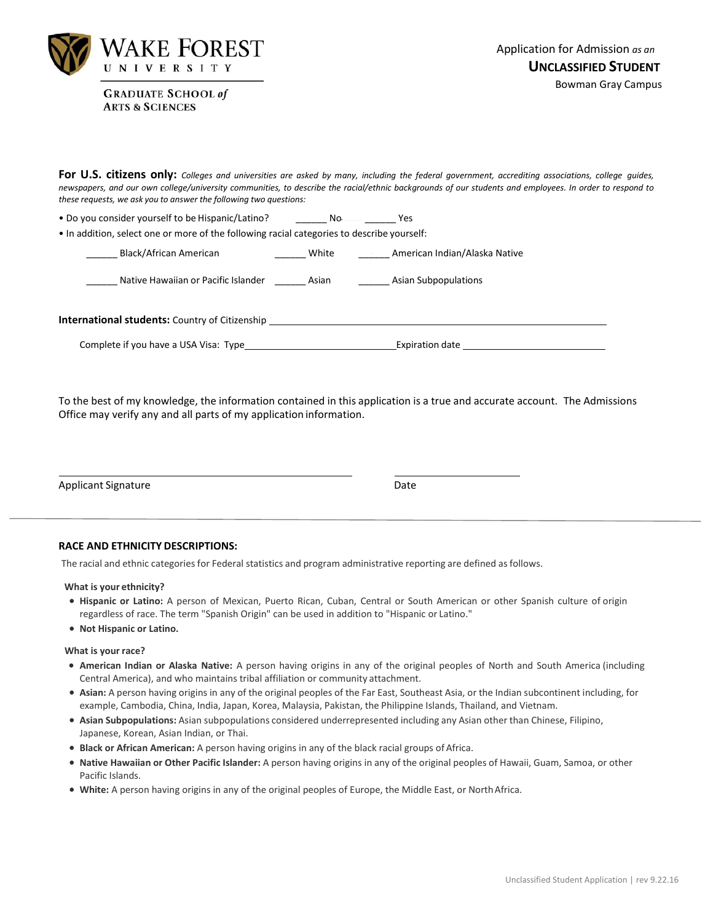WAKE FOREST UNIVERSITY

GRADUATE SCHOOL *of* ARTS & SCIENCES

Application for Admission *as an*

**UNCLASSIFIED STUDENT**

Bowman Gray Campus

**For U.S. citizens only:** *Colleges and universities are asked by many, including the federal government, accrediting associations, college guides, newspapers, and our own college/university communities, to describe the racial/ethnic backgrounds of our students and employees. In order to respond to these requests, we ask you to answer the following two questions:*

- Do you consider yourself to be Hispanic/Latino? ______ No ______ Yes
- In addition, select one or more of the following racial categories to describe yourself:

______ Black/African American ______ White ______ American Indian/Alaska Native

______ Native Hawaiian or Pacific Islander ______ Asian ______ Asian Subpopulations

**International students:** Country of Citizenship ____________________________________________

Complete if you have a USA Visa: Type____________________________ Expiration date ___________________________

To the best of my knowledge, the information contained in this application is a true and accurate account. The Admissions Office may verify any and all parts of my application information.

______________________________________ ______________________

Applicant Signature Date

---

**RACE AND ETHNICITY DESCRIPTIONS:**

The racial and ethnic categories for Federal statistics and program administrative reporting are defined as follows.

**What is your ethnicity?**

- **Hispanic or Latino:** A person of Mexican, Puerto Rican, Cuban, Central or South American or other Spanish culture of origin regardless of race. The term "Spanish Origin" can be used in addition to "Hispanic or Latino."
- **Not Hispanic or Latino.**

**What is your race?**

- **American Indian or Alaska Native:** A person having origins in any of the original peoples of North and South America (including Central America), and who maintains tribal affiliation or community attachment.
- **Asian:** A person having origins in any of the original peoples of the Far East, Southeast Asia, or the Indian subcontinent including, for example, Cambodia, China, India, Japan, Korea, Malaysia, Pakistan, the Philippine Islands, Thailand, and Vietnam.
- **Asian Subpopulations:** Asian subpopulations considered underrepresented including any Asian other than Chinese, Filipino, Japanese, Korean, Asian Indian, or Thai.
- **Black or African American:** A person having origins in any of the black racial groups of Africa.
- **Native Hawaiian or Other Pacific Islander:** A person having origins in any of the original peoples of Hawaii, Guam, Samoa, or other Pacific Islands.
- **White:** A person having origins in any of the original peoples of Europe, the Middle East, or North Africa.